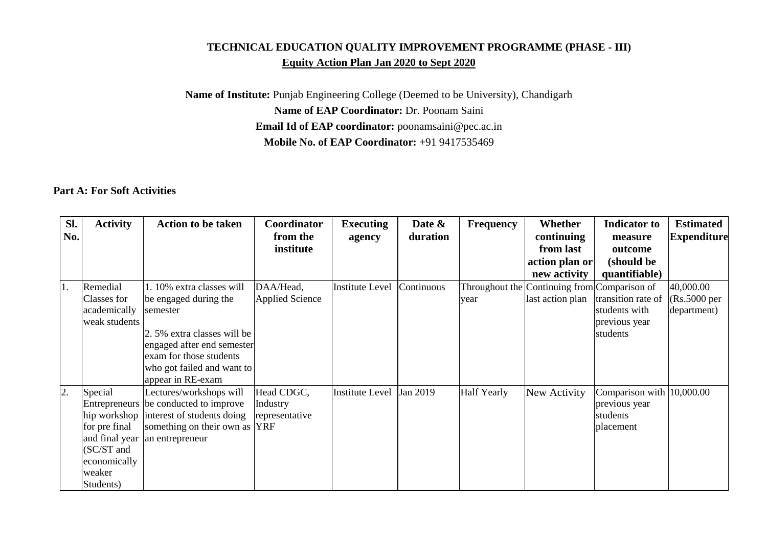# TECHNICAL EDUCATION QUALITY IMPROVEMENT PROGRAMME (PHASE - III)

## Equity Action Plan Jan 2020 to Sept 2020

**Name of Institute:** Punjab Engineering College (Deemed to be University), Chandigarh

**Name of EAP Coordinator:** Dr. Poonam Saini

**Email Id of EAP coordinator:** poonamsaini@pec.ac.in

**Mobile No. of EAP Coordinator:** +91 9417535469

### Part A: For Soft Activities

| Sl. No. | Activity | Action to be taken | Coordinator from the institute | Executing agency | Date & duration | Frequency | Whether continuing from last action plan or new activity | Indicator to measure outcome (should be quantifiable) | Estimated Expenditure |
|---|---|---|---|---|---|---|---|---|---|
| 1. | Remedial Classes for academically weak students | 1. 10% extra classes will be engaged during the semester<br><br>2. 5% extra classes will be engaged after end semester exam for those students who got failed and want to appear in RE-exam | DAA/Head, Applied Science | Institute Level | Continuous | Throughout the year | Continuing from last action plan | Comparison of transition rate of students with previous year students | 40,000.00 (Rs.5000 per department) |
| 2. | Special Entrepreneurship workshop for pre final and final year (SC/ST and economically weaker Students) | Lectures/workshops will be conducted to improve interest of students doing something on their own as an entrepreneur | Head CDGC, Industry representative | Institute Level YRF | Jan 2019 | Half Yearly | New Activity | Comparison with previous year students placement | 10,000.00 |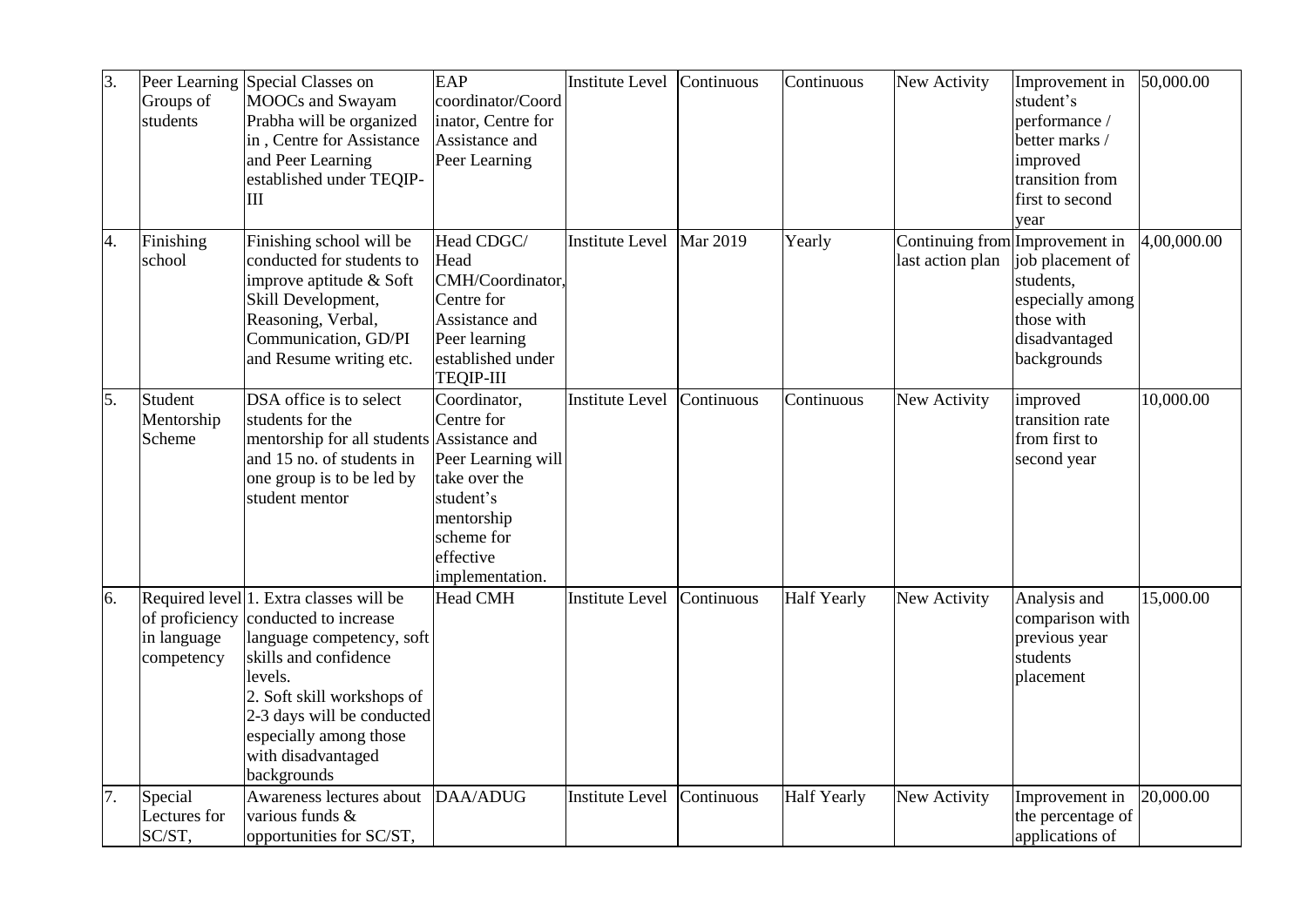| 3. | Peer Learning Groups of students | Special Classes on MOOCs and Swayam Prabha will be organized in , Centre for Assistance and Peer Learning established under TEQIP-III | EAP coordinator/Coordinator, Centre for Assistance and Peer Learning | Institute Level | Continuous | Continuous | New Activity | Improvement in student's performance / better marks / improved transition from first to second year | 50,000.00 |
|---|---|---|---|---|---|---|---|---|---|
| 4. | Finishing school | Finishing school will be conducted for students to improve aptitude & Soft Skill Development, Reasoning, Verbal, Communication, GD/PI and Resume writing etc. | Head CDGC/ Head CMH/Coordinator, Centre for Assistance and Peer learning established under TEQIP-III | Institute Level | Mar 2019 | Yearly | Continuing from last action plan | Improvement in job placement of students, especially among those with disadvantaged backgrounds | 4,00,000.00 |
| 5. | Student Mentorship Scheme | DSA office is to select students for the mentorship for all students and 15 no. of students in one group is to be led by student mentor | Coordinator, Centre for Assistance and Peer Learning will take over the student's mentorship scheme for effective implementation. | Institute Level | Continuous | Continuous | New Activity | improved transition rate from first to second year | 10,000.00 |
| 6. | Required level of proficiency in language competency | 1. Extra classes will be conducted to increase language competency, soft skills and confidence levels.<br>2. Soft skill workshops of 2-3 days will be conducted especially among those with disadvantaged backgrounds | Head CMH | Institute Level | Continuous | Half Yearly | New Activity | Analysis and comparison with previous year students placement | 15,000.00 |
| 7. | Special Lectures for SC/ST, | Awareness lectures about various funds & opportunities for SC/ST, | DAA/ADUG | Institute Level | Continuous | Half Yearly | New Activity | Improvement in the percentage of applications of | 20,000.00 |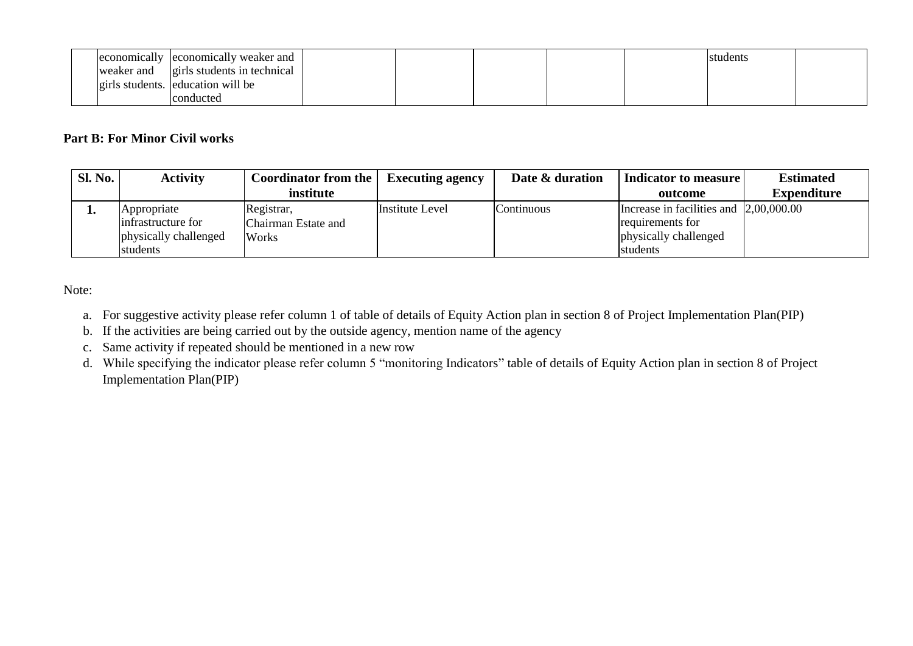| | | | | | | | | | |
|---|---|---|---|---|---|---|---|---|---|
| | economically weaker and girls students. | economically weaker and girls students in technical education will be conducted | | | | | | students | |

**Part B: For Minor Civil works**

| Sl. No. | Activity | Coordinator from the institute | Executing agency | Date & duration | Indicator to measure outcome | Estimated Expenditure |
|---|---|---|---|---|---|---|
| **1.** | Appropriate infrastructure for physically challenged students | Registrar, Chairman Estate and Works | Institute Level | Continuous | Increase in facilities and requirements for physically challenged students | 2,00,000.00 |

Note:

a. For suggestive activity please refer column 1 of table of details of Equity Action plan in section 8 of Project Implementation Plan(PIP)
b. If the activities are being carried out by the outside agency, mention name of the agency
c. Same activity if repeated should be mentioned in a new row
d. While specifying the indicator please refer column 5 "monitoring Indicators" table of details of Equity Action plan in section 8 of Project Implementation Plan(PIP)